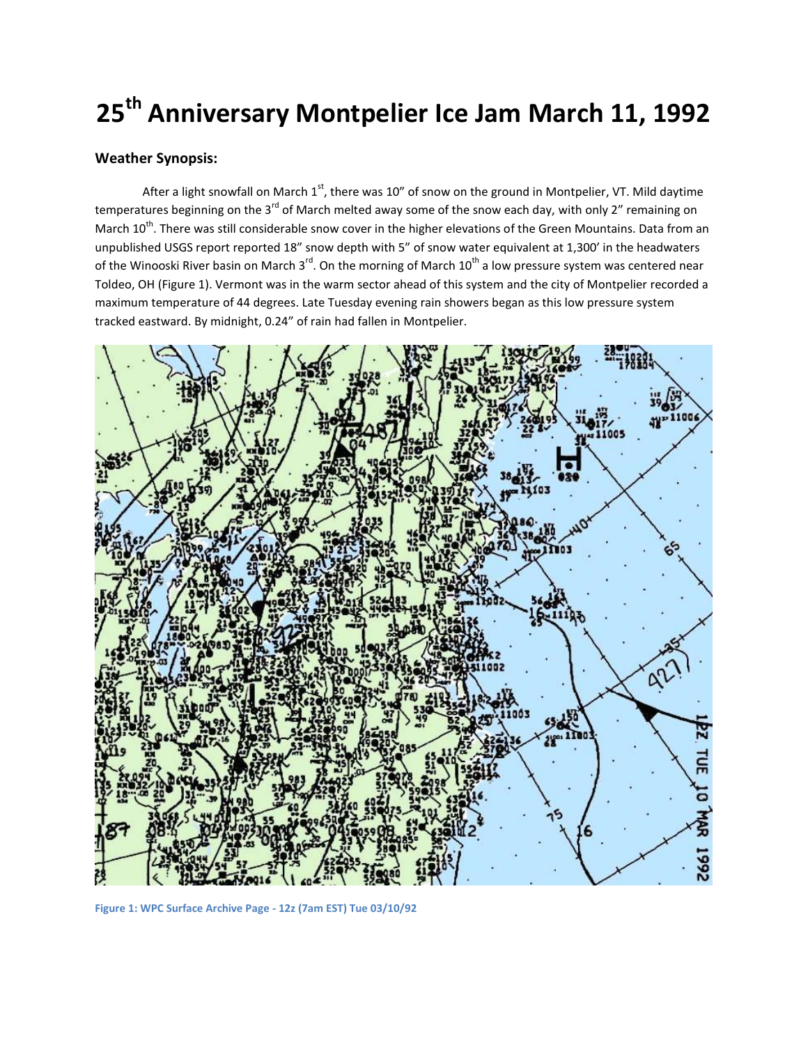# 25th Anniversary Montpelier Ice Jam March 11, 1992

## Weather Synopsis:

After a light snowfall on March 1st, there was 10" of snow on the ground in Montpelier, VT. Mild daytime temperatures beginning on the 3rd of March melted away some of the snow each day, with only 2" remaining on March 10th. There was still considerable snow cover in the higher elevations of the Green Mountains. Data from an unpublished USGS report reported 18" snow depth with 5" of snow water equivalent at 1,300' in the headwaters of the Winooski River basin on March 3rd. On the morning of March 10th a low pressure system was centered near Toldeo, OH (Figure 1). Vermont was in the warm sector ahead of this system and the city of Montpelier recorded a maximum temperature of 44 degrees. Late Tuesday evening rain showers began as this low pressure system tracked eastward. By midnight, 0.24" of rain had fallen in Montpelier.

Figure 1: WPC Surface Archive Page - 12z (7am EST) Tue 03/10/92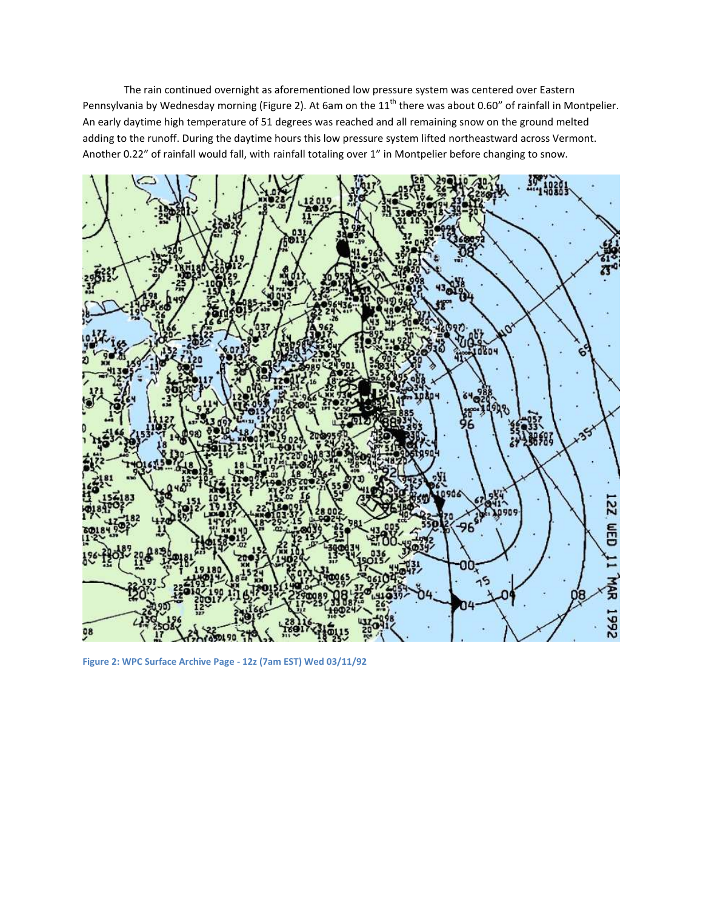The rain continued overnight as aforementioned low pressure system was centered over Eastern Pennsylvania by Wednesday morning (Figure 2). At 6am on the 11th there was about 0.60" of rainfall in Montpelier. An early daytime high temperature of 51 degrees was reached and all remaining snow on the ground melted adding to the runoff. During the daytime hours this low pressure system lifted northeastward across Vermont. Another 0.22" of rainfall would fall, with rainfall totaling over 1" in Montpelier before changing to snow.

Figure 2: WPC Surface Archive Page - 12z (7am EST) Wed 03/11/92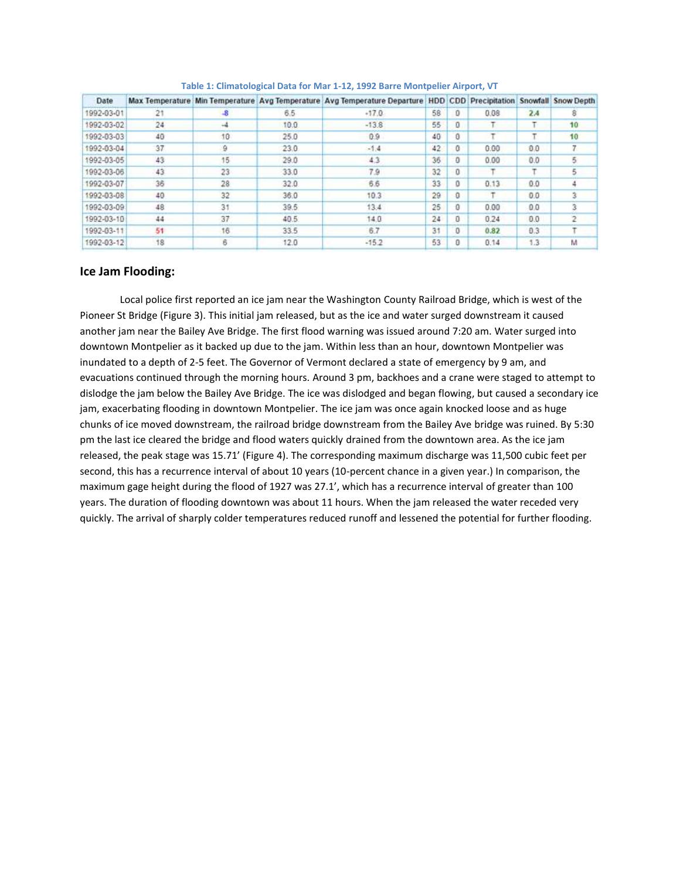**Table 1: Climatological Data for Mar 1-12, 1992 Barre Montpelier Airport, VT**

| Date | Max Temperature | Min Temperature | Avg Temperature | Avg Temperature Departure | HDD | CDD | Precipitation | Snowfall | Snow Depth |
|---|---|---|---|---|---|---|---|---|---|
| 1992-03-01 | 21 | -8 | 6.5 | -17.0 | 58 | 0 | 0.08 | 2.4 | 8 |
| 1992-03-02 | 24 | -4 | 10.0 | -13.8 | 55 | 0 | T | T | 10 |
| 1992-03-03 | 40 | 10 | 25.0 | 0.9 | 40 | 0 | T | T | 10 |
| 1992-03-04 | 37 | 9 | 23.0 | -1.4 | 42 | 0 | 0.00 | 0.0 | 7 |
| 1992-03-05 | 43 | 15 | 29.0 | 4.3 | 36 | 0 | 0.00 | 0.0 | 5 |
| 1992-03-06 | 43 | 23 | 33.0 | 7.9 | 32 | 0 | T | T | 5 |
| 1992-03-07 | 36 | 28 | 32.0 | 6.6 | 33 | 0 | 0.13 | 0.0 | 4 |
| 1992-03-08 | 40 | 32 | 36.0 | 10.3 | 29 | 0 | T | 0.0 | 3 |
| 1992-03-09 | 48 | 31 | 39.5 | 13.4 | 25 | 0 | 0.00 | 0.0 | 3 |
| 1992-03-10 | 44 | 37 | 40.5 | 14.0 | 24 | 0 | 0.24 | 0.0 | 2 |
| 1992-03-11 | 51 | 16 | 33.5 | 6.7 | 31 | 0 | 0.82 | 0.3 | T |
| 1992-03-12 | 18 | 6 | 12.0 | -15.2 | 53 | 0 | 0.14 | 1.3 | M |

## Ice Jam Flooding:

Local police first reported an ice jam near the Washington County Railroad Bridge, which is west of the Pioneer St Bridge (Figure 3). This initial jam released, but as the ice and water surged downstream it caused another jam near the Bailey Ave Bridge. The first flood warning was issued around 7:20 am. Water surged into downtown Montpelier as it backed up due to the jam. Within less than an hour, downtown Montpelier was inundated to a depth of 2-5 feet. The Governor of Vermont declared a state of emergency by 9 am, and evacuations continued through the morning hours. Around 3 pm, backhoes and a crane were staged to attempt to dislodge the jam below the Bailey Ave Bridge. The ice was dislodged and began flowing, but caused a secondary ice jam, exacerbating flooding in downtown Montpelier. The ice jam was once again knocked loose and as huge chunks of ice moved downstream, the railroad bridge downstream from the Bailey Ave bridge was ruined. By 5:30 pm the last ice cleared the bridge and flood waters quickly drained from the downtown area. As the ice jam released, the peak stage was 15.71' (Figure 4). The corresponding maximum discharge was 11,500 cubic feet per second, this has a recurrence interval of about 10 years (10-percent chance in a given year.) In comparison, the maximum gage height during the flood of 1927 was 27.1', which has a recurrence interval of greater than 100 years. The duration of flooding downtown was about 11 hours. When the jam released the water receded very quickly. The arrival of sharply colder temperatures reduced runoff and lessened the potential for further flooding.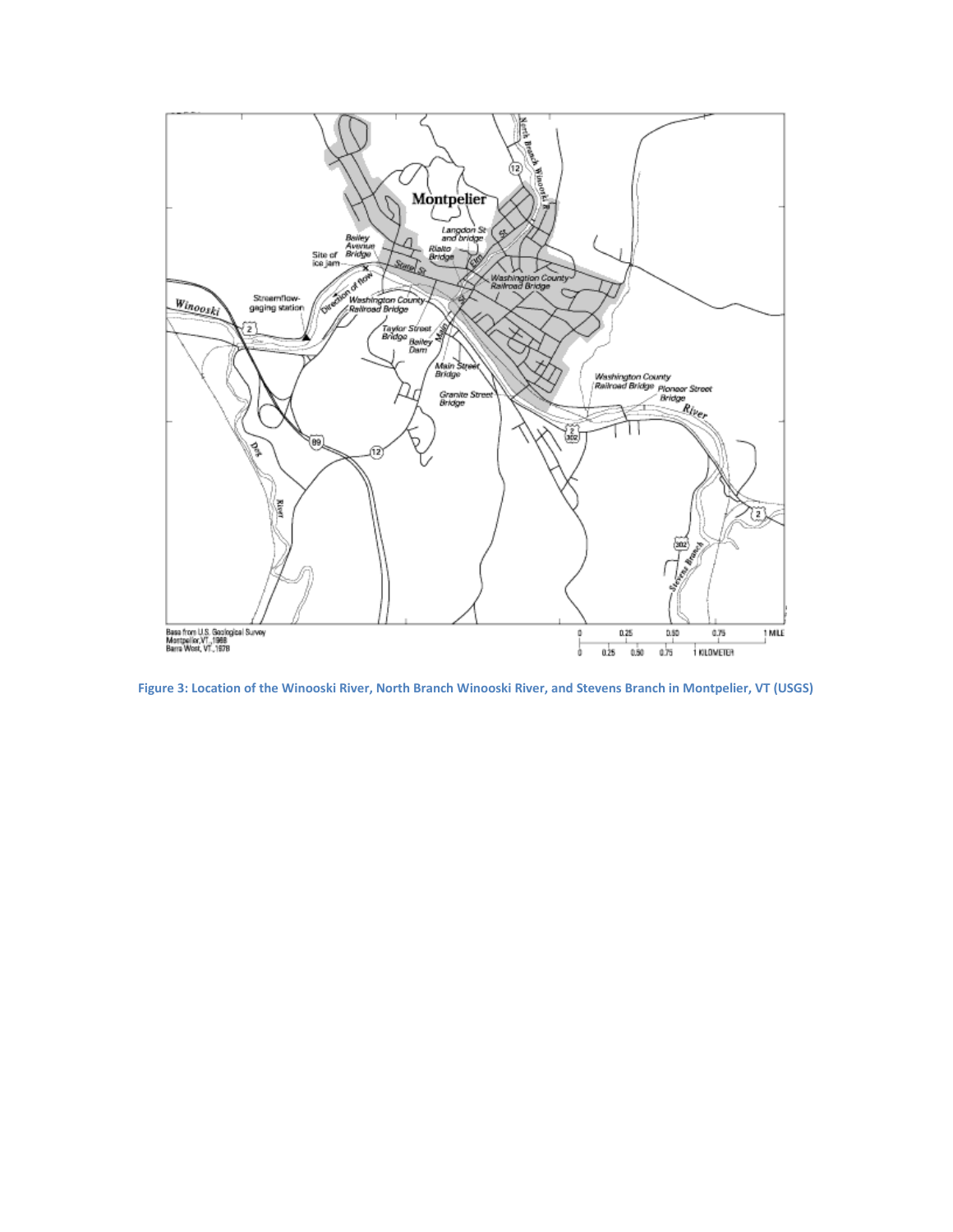Figure 3: Location of the Winooski River, North Branch Winooski River, and Stevens Branch in Montpelier, VT (USGS)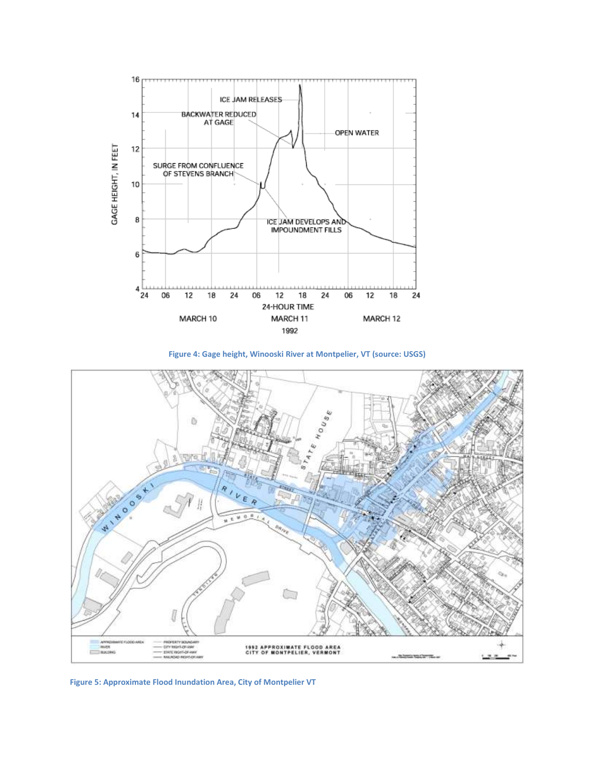Figure 4: Gage height, Winooski River at Montpelier, VT (source: USGS)

Figure 5: Approximate Flood Inundation Area, City of Montpelier VT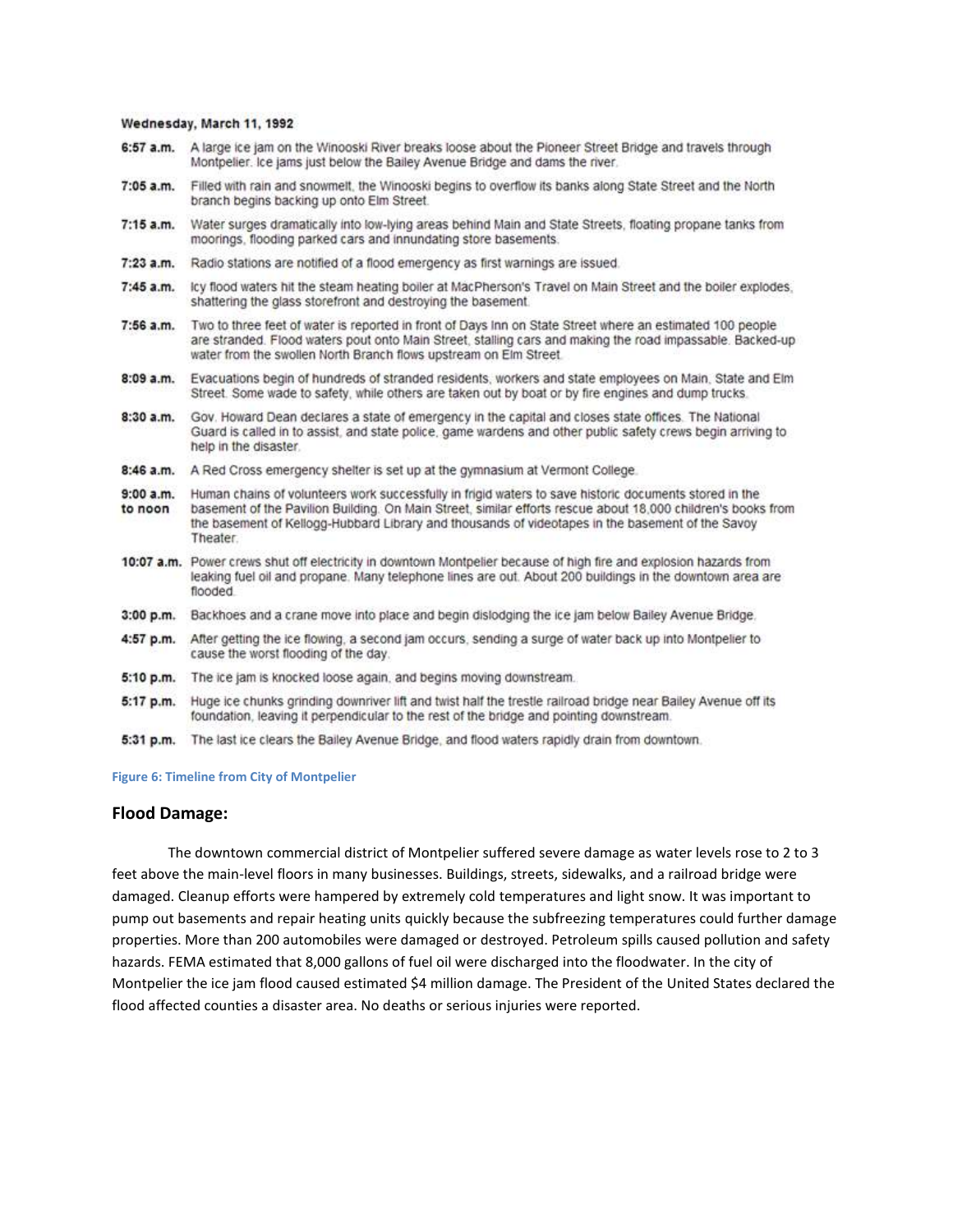**Wednesday, March 11, 1992**

| Time | Event |
| --- | --- |
| **6:57 a.m.** | A large ice jam on the Winooski River breaks loose about the Pioneer Street Bridge and travels through Montpelier. Ice jams just below the Bailey Avenue Bridge and dams the river. |
| **7:05 a.m.** | Filled with rain and snowmelt, the Winooski begins to overflow its banks along State Street and the North branch begins backing up onto Elm Street. |
| **7:15 a.m.** | Water surges dramatically into low-lying areas behind Main and State Streets, floating propane tanks from moorings, flooding parked cars and innundating store basements. |
| **7:23 a.m.** | Radio stations are notified of a flood emergency as first warnings are issued. |
| **7:45 a.m.** | Icy flood waters hit the steam heating boiler at MacPherson's Travel on Main Street and the boiler explodes, shattering the glass storefront and destroying the basement. |
| **7:56 a.m.** | Two to three feet of water is reported in front of Days Inn on State Street where an estimated 100 people are stranded. Flood waters pout onto Main Street, stalling cars and making the road impassable. Backed-up water from the swollen North Branch flows upstream on Elm Street. |
| **8:09 a.m.** | Evacuations begin of hundreds of stranded residents, workers and state employees on Main, State and Elm Street. Some wade to safety, while others are taken out by boat or by fire engines and dump trucks. |
| **8:30 a.m.** | Gov. Howard Dean declares a state of emergency in the capital and closes state offices. The National Guard is called in to assist, and state police, game wardens and other public safety crews begin arriving to help in the disaster. |
| **8:46 a.m.** | A Red Cross emergency shelter is set up at the gymnasium at Vermont College. |
| **9:00 a.m. to noon** | Human chains of volunteers work successfully in frigid waters to save historic documents stored in the basement of the Pavilion Building. On Main Street, similar efforts rescue about 18,000 children's books from the basement of Kellogg-Hubbard Library and thousands of videotapes in the basement of the Savoy Theater. |
| **10:07 a.m.** | Power crews shut off electricity in downtown Montpelier because of high fire and explosion hazards from leaking fuel oil and propane. Many telephone lines are out. About 200 buildings in the downtown area are flooded. |
| **3:00 p.m.** | Backhoes and a crane move into place and begin dislodging the ice jam below Bailey Avenue Bridge. |
| **4:57 p.m.** | After getting the ice flowing, a second jam occurs, sending a surge of water back up into Montpelier to cause the worst flooding of the day. |
| **5:10 p.m.** | The ice jam is knocked loose again, and begins moving downstream. |
| **5:17 p.m.** | Huge ice chunks grinding downriver lift and twist half the trestle railroad bridge near Bailey Avenue off its foundation, leaving it perpendicular to the rest of the bridge and pointing downstream. |
| **5:31 p.m.** | The last ice clears the Bailey Avenue Bridge, and flood waters rapidly drain from downtown. |

Figure 6: Timeline from City of Montpelier

## Flood Damage:

The downtown commercial district of Montpelier suffered severe damage as water levels rose to 2 to 3 feet above the main-level floors in many businesses. Buildings, streets, sidewalks, and a railroad bridge were damaged. Cleanup efforts were hampered by extremely cold temperatures and light snow. It was important to pump out basements and repair heating units quickly because the subfreezing temperatures could further damage properties. More than 200 automobiles were damaged or destroyed. Petroleum spills caused pollution and safety hazards. FEMA estimated that 8,000 gallons of fuel oil were discharged into the floodwater. In the city of Montpelier the ice jam flood caused estimated $4 million damage. The President of the United States declared the flood affected counties a disaster area. No deaths or serious injuries were reported.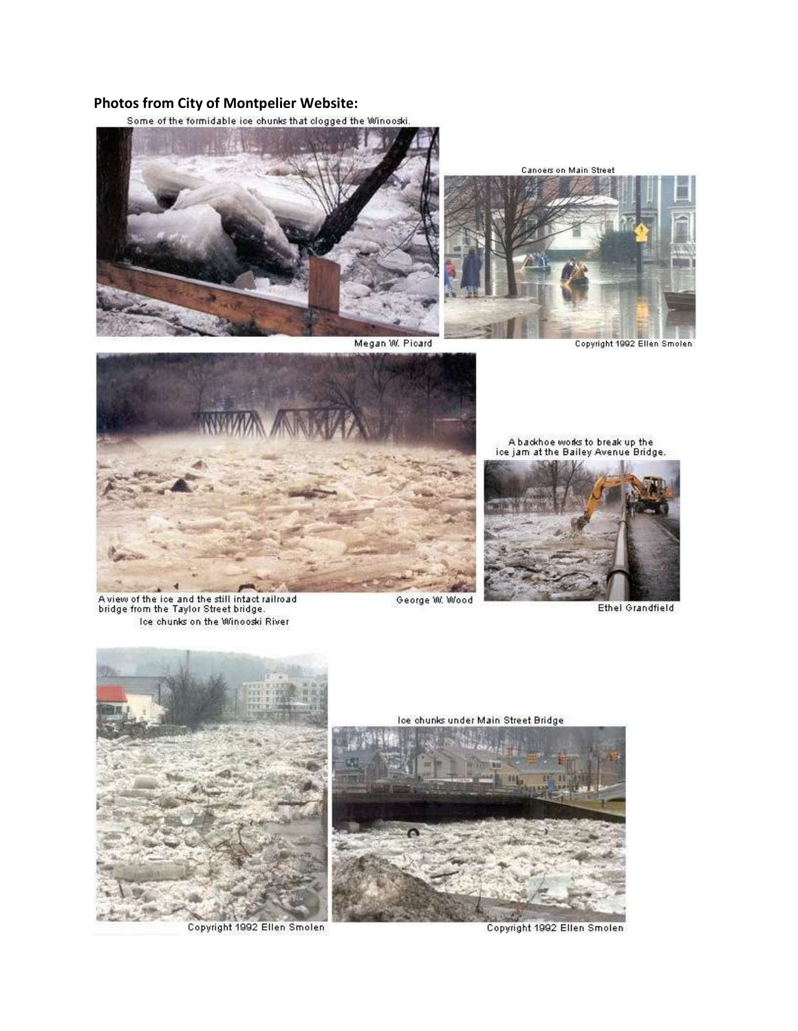**Photos from City of Montpelier Website:**

Some of the formidable ice chunks that clogged the Winooski.

Megan W. Picard

Canoers on Main Street

Copyright 1992 Ellen Smolen

A view of the ice and the still intact railroad bridge from the Taylor Street bridge.

George W. Wood

Ice chunks on the Winooski River

A backhoe works to break up the ice jam at the Bailey Avenue Bridge.

Ethel Grandfield

Copyright 1992 Ellen Smolen

Ice chunks under Main Street Bridge

Copyright 1992 Ellen Smolen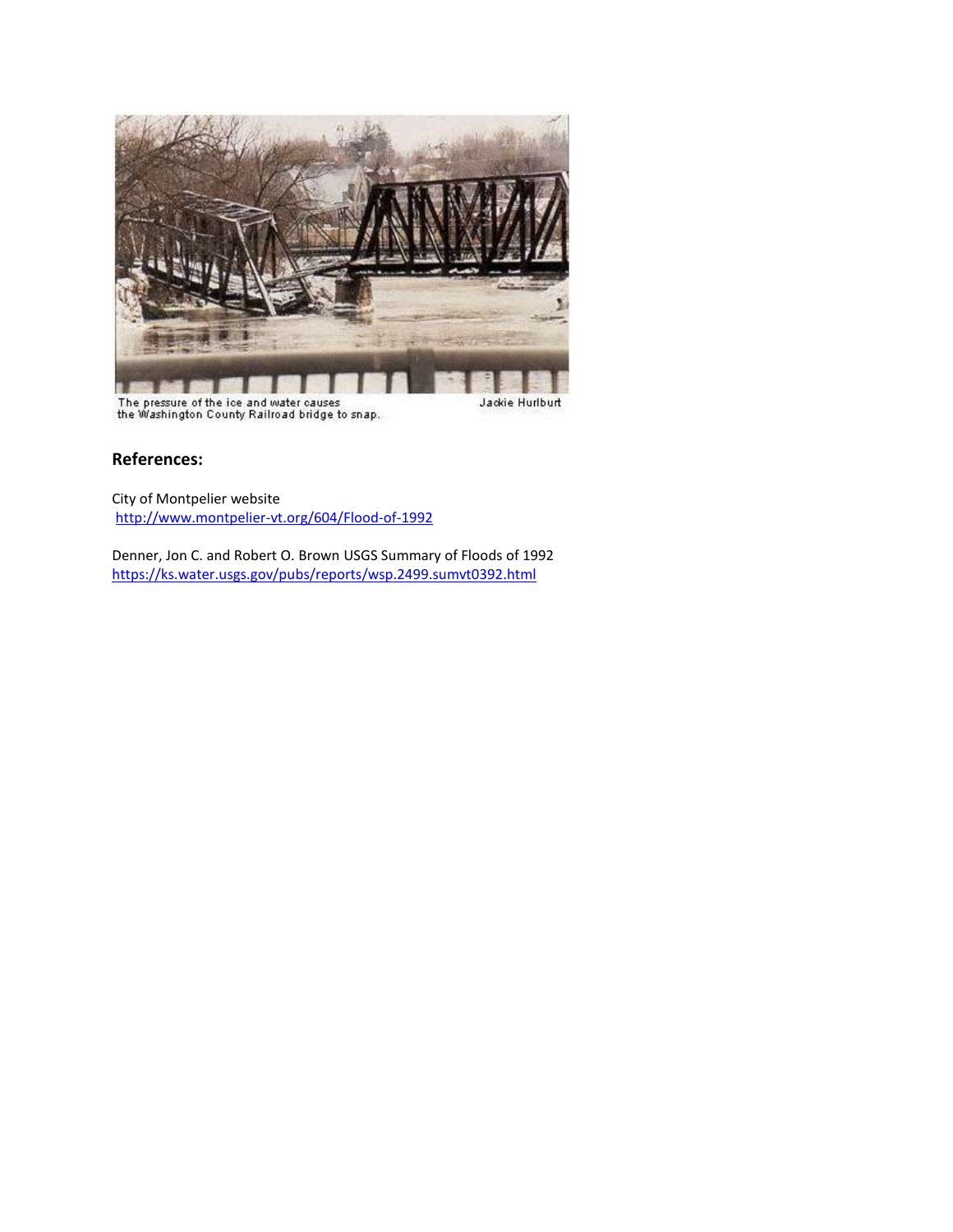The pressure of the ice and water causes the Washington County Railroad bridge to snap. Jackie Hurlburt

## References:

City of Montpelier website
http://www.montpelier-vt.org/604/Flood-of-1992

Denner, Jon C. and Robert O. Brown USGS Summary of Floods of 1992
https://ks.water.usgs.gov/pubs/reports/wsp.2499.sumvt0392.html